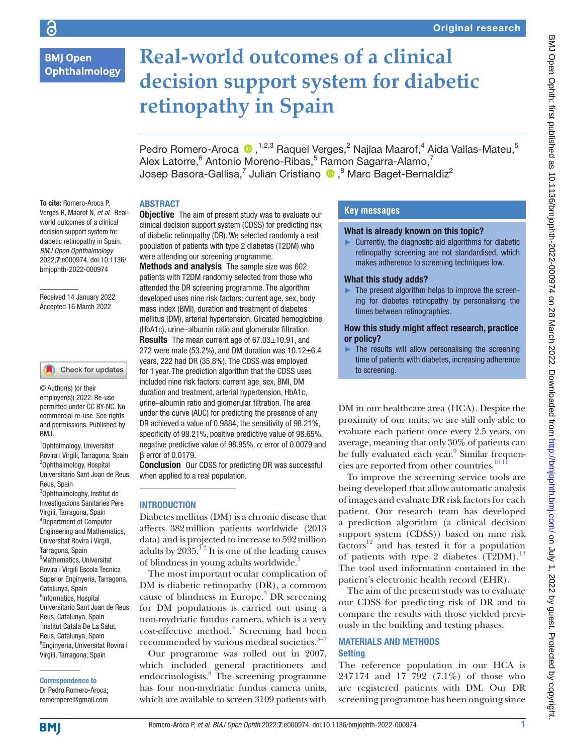Original research

# Real-world outcomes of a clinical decision support system for diabetic retinopathy in Spain

Pedro Romero-Aroca [1,2,3] Raquel Verges,[2] Najlaa Maarof,[4] Aida Vallas-Mateu,[5] Alex Latorre,[6] Antonio Moreno-Ribas,[5] Ramon Sagarra-Alamo,[7] Josep Basora-Gallisa,[7] Julian Cristiano [8] Marc Baget-Bernaldiz[2]

**To cite:** Romero-Aroca P, Verges R, Maarof N, *et al*. Real-world outcomes of a clinical decision support system for diabetic retinopathy in Spain. *BMJ Open Ophthalmology* 2022;**7**:e000974. doi:10.1136/bmjophth-2022-000974

Received 14 January 2022
Accepted 16 March 2022

© Author(s) (or their employer(s)) 2022. Re-use permitted under CC BY-NC. No commercial re-use. See rights and permissions. Published by BMJ.

[1]Ophtalmology, Universitat Rovira i Virgili, Tarragona, Spain
[2]Ophthalmology, Hospital Universitario Sant Joan de Reus, Reus, Spain
[3]Ophthalmologhy, Institut de Investigacions Sanitaries Pere Virgili, Tarragona, Spain
[4]Department of Computer Engineering and Mathematics, Universitat Rovira i Virgili, Tarragona, Spain
[5]Mathematics, Universitat Rovira i Virgili Escola Tecnica Superior Enginyeria, Tarragona, Catalunya, Spain
[6]Informatics, Hospital Universitario Sant Joan de Reus, Reus, Catalunya, Spain
[7]Institut Catala De La Salut, Reus, Catalunya, Spain
[8]Enginyeria, Universitat Rovira i Virgili, Tarragona, Spain

**Correspondence to**
Dr Pedro Romero-Aroca; romeropere@gmail.com

## ABSTRACT

**Objective** The aim of present study was to evaluate our clinical decision support system (CDSS) for predicting risk of diabetic retinopathy (DR). We selected randomly a real population of patients with type 2 diabetes (T2DM) who were attending our screening programme.

**Methods and analysis** The sample size was 602 patients with T2DM randomly selected from those who attended the DR screening programme. The algorithm developed uses nine risk factors: current age, sex, body mass index (BMI), duration and treatment of diabetes mellitus (DM), arterial hypertension, Glicated hemoglobine (HbA1c), urine–albumin ratio and glomerular filtration.

**Results** The mean current age of 67.03±10.91, and 272 were male (53.2%), and DM duration was 10.12±6.4 years, 222 had DR (35.8%). The CDSS was employed for 1 year. The prediction algorithm that the CDSS uses included nine risk factors: current age, sex, BMI, DM duration and treatment, arterial hypertension, HbA1c, urine–albumin ratio and glomerular filtration. The area under the curve (AUC) for predicting the presence of any DR achieved a value of 0.9884, the sensitivity of 98.21%, specificity of 99.21%, positive predictive value of 98.65%, negative predictive value of 98.95%, α error of 0.0079 and β error of 0.0179.

**Conclusion** Our CDSS for predicting DR was successful when applied to a real population.

## Key messages

### What is already known on this topic?

- Currently, the diagnostic aid algorithms for diabetic retinopathy screening are not standardised, which makes adherence to screening techniques low.

### What this study adds?

- The present algorithm helps to improve the screening for diabetes retinopathy by personalising the times between retinographies.

### How this study might affect research, practice or policy?

- The results will allow personalising the screening time of patients with diabetes, increasing adherence to screening.

## INTRODUCTION

Diabetes mellitus (DM) is a chronic disease that affects 382 million patients worldwide (2013 data) and is projected to increase to 592 million adults by 2035.[1 2] It is one of the leading causes of blindness in young adults worldwide.[3]

The most important ocular complication of DM is diabetic retinopathy (DR), a common cause of blindness in Europe.[3] DR screening for DM populations is carried out using a non-mydriatic fundus camera, which is a very cost-effective method.[4] Screening had been recommended by various medical societies.[5–7]

Our programme was rolled out in 2007, which included general practitioners and endocrinologists.[8] The screening programme has four non-mydriatic fundus camera units, which are available to screen 3109 patients with DM in our healthcare area (HCA). Despite the proximity of our units, we are still only able to evaluate each patient once every 2.5 years, on average, meaning that only 30% of patients can be fully evaluated each year.[9] Similar frequencies are reported from other countries.[10 11]

To improve the screening service tools are being developed that allow automatic analysis of images and evaluate DR risk factors for each patient. Our research team has developed a prediction algorithm (a clinical decision support system (CDSS)) based on nine risk factors[12] and has tested it for a population of patients with type 2 diabetes (T2DM).[13] The tool used information contained in the patient's electronic health record (EHR).

The aim of the present study was to evaluate our CDSS for predicting risk of DR and to compare the results with those yielded previously in the building and testing phases.

## MATERIALS AND METHODS

### Setting

The reference population in our HCA is 247 174 and 17 792 (7.1%) of those who are registered patients with DM. Our DR screening programme has been ongoing since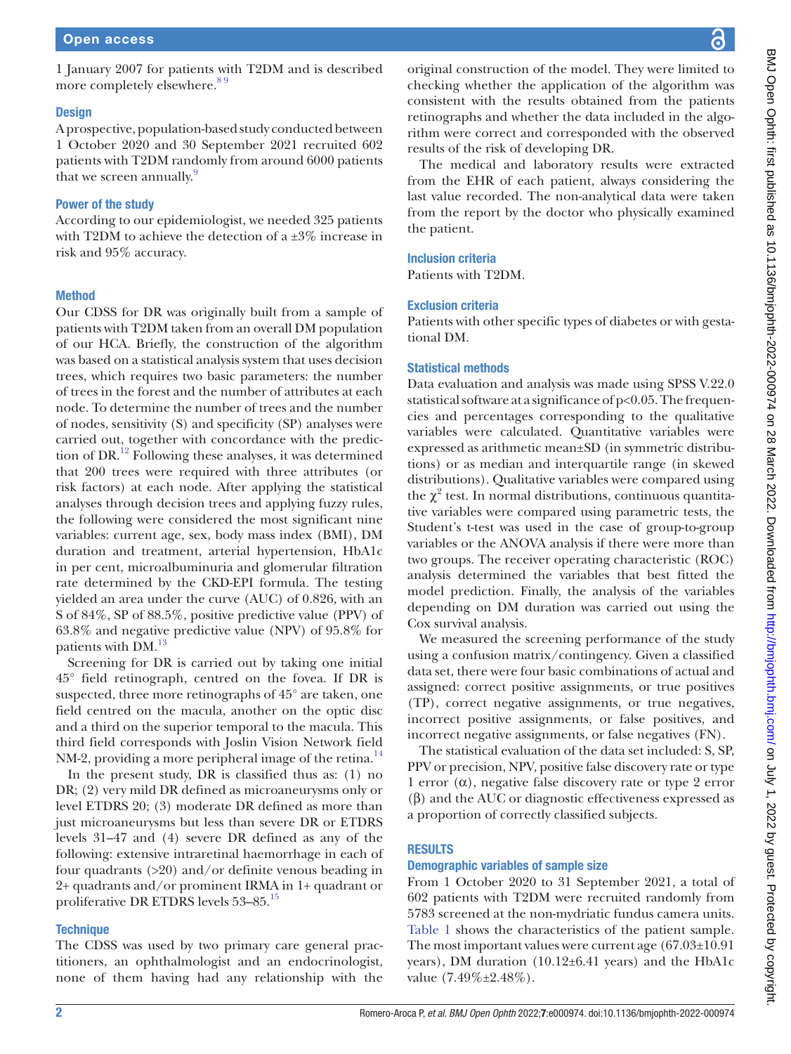1 January 2007 for patients with T2DM and is described more completely elsewhere.[8 9]

### Design

A prospective, population-based study conducted between 1 October 2020 and 30 September 2021 recruited 602 patients with T2DM randomly from around 6000 patients that we screen annually.[9]

### Power of the study

According to our epidemiologist, we needed 325 patients with T2DM to achieve the detection of a ±3% increase in risk and 95% accuracy.

### Method

Our CDSS for DR was originally built from a sample of patients with T2DM taken from an overall DM population of our HCA. Briefly, the construction of the algorithm was based on a statistical analysis system that uses decision trees, which requires two basic parameters: the number of trees in the forest and the number of attributes at each node. To determine the number of trees and the number of nodes, sensitivity (S) and specificity (SP) analyses were carried out, together with concordance with the prediction of DR.[12] Following these analyses, it was determined that 200 trees were required with three attributes (or risk factors) at each node. After applying the statistical analyses through decision trees and applying fuzzy rules, the following were considered the most significant nine variables: current age, sex, body mass index (BMI), DM duration and treatment, arterial hypertension, HbA1c in per cent, microalbuminuria and glomerular filtration rate determined by the CKD-EPI formula. The testing yielded an area under the curve (AUC) of 0.826, with an S of 84%, SP of 88.5%, positive predictive value (PPV) of 63.8% and negative predictive value (NPV) of 95.8% for patients with DM.[13]

Screening for DR is carried out by taking one initial 45° field retinograph, centred on the fovea. If DR is suspected, three more retinographs of 45° are taken, one field centred on the macula, another on the optic disc and a third on the superior temporal to the macula. This third field corresponds with Joslin Vision Network field NM-2, providing a more peripheral image of the retina.[14]

In the present study, DR is classified thus as: (1) no DR; (2) very mild DR defined as microaneurysms only or level ETDRS 20; (3) moderate DR defined as more than just microaneurysms but less than severe DR or ETDRS levels 31–47 and (4) severe DR defined as any of the following: extensive intraretinal haemorrhage in each of four quadrants (>20) and/or definite venous beading in 2+ quadrants and/or prominent IRMA in 1+ quadrant or proliferative DR ETDRS levels 53–85.[15]

### Technique

The CDSS was used by two primary care general practitioners, an ophthalmologist and an endocrinologist, none of them having had any relationship with the original construction of the model. They were limited to checking whether the application of the algorithm was consistent with the results obtained from the patients retinographs and whether the data included in the algorithm were correct and corresponded with the observed results of the risk of developing DR.

The medical and laboratory results were extracted from the EHR of each patient, always considering the last value recorded. The non-analytical data were taken from the report by the doctor who physically examined the patient.

### Inclusion criteria

Patients with T2DM.

### Exclusion criteria

Patients with other specific types of diabetes or with gestational DM.

### Statistical methods

Data evaluation and analysis was made using SPSS V.22.0 statistical software at a significance of $p<0.05$. The frequencies and percentages corresponding to the qualitative variables were calculated. Quantitative variables were expressed as arithmetic mean±SD (in symmetric distributions) or as median and interquartile range (in skewed distributions). Qualitative variables were compared using the $\chi^2$ test. In normal distributions, continuous quantitative variables were compared using parametric tests, the Student's t-test was used in the case of group-to-group variables or the ANOVA analysis if there were more than two groups. The receiver operating characteristic (ROC) analysis determined the variables that best fitted the model prediction. Finally, the analysis of the variables depending on DM duration was carried out using the Cox survival analysis.

We measured the screening performance of the study using a confusion matrix/contingency. Given a classified data set, there were four basic combinations of actual and assigned: correct positive assignments, or true positives (TP), correct negative assignments, or true negatives, incorrect positive assignments, or false positives, and incorrect negative assignments, or false negatives (FN).

The statistical evaluation of the data set included: S, SP, PPV or precision, NPV, positive false discovery rate or type 1 error ($\alpha$), negative false discovery rate or type 2 error ($\beta$) and the AUC or diagnostic effectiveness expressed as a proportion of correctly classified subjects.

## RESULTS

### Demographic variables of sample size

From 1 October 2020 to 31 September 2021, a total of 602 patients with T2DM were recruited randomly from 5783 screened at the non-mydriatic fundus camera units. Table 1 shows the characteristics of the patient sample. The most important values were current age (67.03±10.91 years), DM duration (10.12±6.41 years) and the HbA1c value (7.49%±2.48%).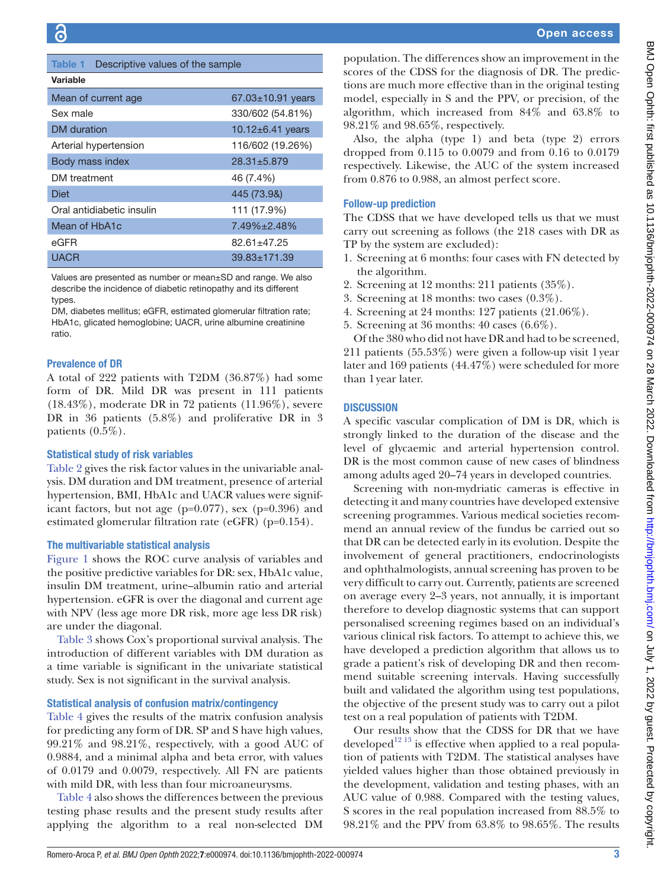**Table 1** Descriptive values of the sample

| Variable | |
|---|---|
| Mean of current age | 67.03±10.91 years |
| Sex male | 330/602 (54.81%) |
| DM duration | 10.12±6.41 years |
| Arterial hypertension | 116/602 (19.26%) |
| Body mass index | 28.31±5.879 |
| DM treatment | 46 (7.4%) |
| Diet | 445 (73.9&) |
| Oral antidiabetic insulin | 111 (17.9%) |
| Mean of HbA1c | 7.49%±2.48% |
| eGFR | 82.61±47.25 |
| UACR | 39.83±171.39 |

Values are presented as number or mean±SD and range. We also describe the incidence of diabetic retinopathy and its different types.

DM, diabetes mellitus; eGFR, estimated glomerular filtration rate; HbA1c, glicated hemoglobine; UACR, urine albumine creatinine ratio.

## Prevalence of DR

A total of 222 patients with T2DM (36.87%) had some form of DR. Mild DR was present in 111 patients (18.43%), moderate DR in 72 patients (11.96%), severe DR in 36 patients (5.8%) and proliferative DR in 3 patients (0.5%).

## Statistical study of risk variables

Table 2 gives the risk factor values in the univariable analysis. DM duration and DM treatment, presence of arterial hypertension, BMI, HbA1c and UACR values were significant factors, but not age (p=0.077), sex (p=0.396) and estimated glomerular filtration rate (eGFR) (p=0.154).

## The multivariable statistical analysis

Figure 1 shows the ROC curve analysis of variables and the positive predictive variables for DR: sex, HbA1c value, insulin DM treatment, urine–albumin ratio and arterial hypertension. eGFR is over the diagonal and current age with NPV (less age more DR risk, more age less DR risk) are under the diagonal.

Table 3 shows Cox's proportional survival analysis. The introduction of different variables with DM duration as a time variable is significant in the univariate statistical study. Sex is not significant in the survival analysis.

## Statistical analysis of confusion matrix/contingency

Table 4 gives the results of the matrix confusion analysis for predicting any form of DR. SP and S have high values, 99.21% and 98.21%, respectively, with a good AUC of 0.9884, and a minimal alpha and beta error, with values of 0.0179 and 0.0079, respectively. All FN are patients with mild DR, with less than four microaneurysms.

Table 4 also shows the differences between the previous testing phase results and the present study results after applying the algorithm to a real non-selected DM population. The differences show an improvement in the scores of the CDSS for the diagnosis of DR. The predictions are much more effective than in the original testing model, especially in S and the PPV, or precision, of the algorithm, which increased from 84% and 63.8% to 98.21% and 98.65%, respectively.

Also, the alpha (type 1) and beta (type 2) errors dropped from 0.115 to 0.0079 and from 0.16 to 0.0179 respectively. Likewise, the AUC of the system increased from 0.876 to 0.988, an almost perfect score.

## Follow-up prediction

The CDSS that we have developed tells us that we must carry out screening as follows (the 218 cases with DR as TP by the system are excluded):

1. Screening at 6 months: four cases with FN detected by the algorithm.
2. Screening at 12 months: 211 patients (35%).
3. Screening at 18 months: two cases (0.3%).
4. Screening at 24 months: 127 patients (21.06%).
5. Screening at 36 months: 40 cases (6.6%).

Of the 380 who did not have DR and had to be screened, 211 patients (55.53%) were given a follow-up visit 1 year later and 169 patients (44.47%) were scheduled for more than 1 year later.

# DISCUSSION

A specific vascular complication of DM is DR, which is strongly linked to the duration of the disease and the level of glycaemic and arterial hypertension control. DR is the most common cause of new cases of blindness among adults aged 20–74 years in developed countries.

Screening with non-mydriatic cameras is effective in detecting it and many countries have developed extensive screening programmes. Various medical societies recommend an annual review of the fundus be carried out so that DR can be detected early in its evolution. Despite the involvement of general practitioners, endocrinologists and ophthalmologists, annual screening has proven to be very difficult to carry out. Currently, patients are screened on average every 2–3 years, not annually, it is important therefore to develop diagnostic systems that can support personalised screening regimes based on an individual's various clinical risk factors. To attempt to achieve this, we have developed a prediction algorithm that allows us to grade a patient's risk of developing DR and then recommend suitable screening intervals. Having successfully built and validated the algorithm using test populations, the objective of the present study was to carry out a pilot test on a real population of patients with T2DM.

Our results show that the CDSS for DR that we have developed[12 13] is effective when applied to a real population of patients with T2DM. The statistical analyses have yielded values higher than those obtained previously in the development, validation and testing phases, with an AUC value of 0.988. Compared with the testing values, S scores in the real population increased from 88.5% to 98.21% and the PPV from 63.8% to 98.65%. The results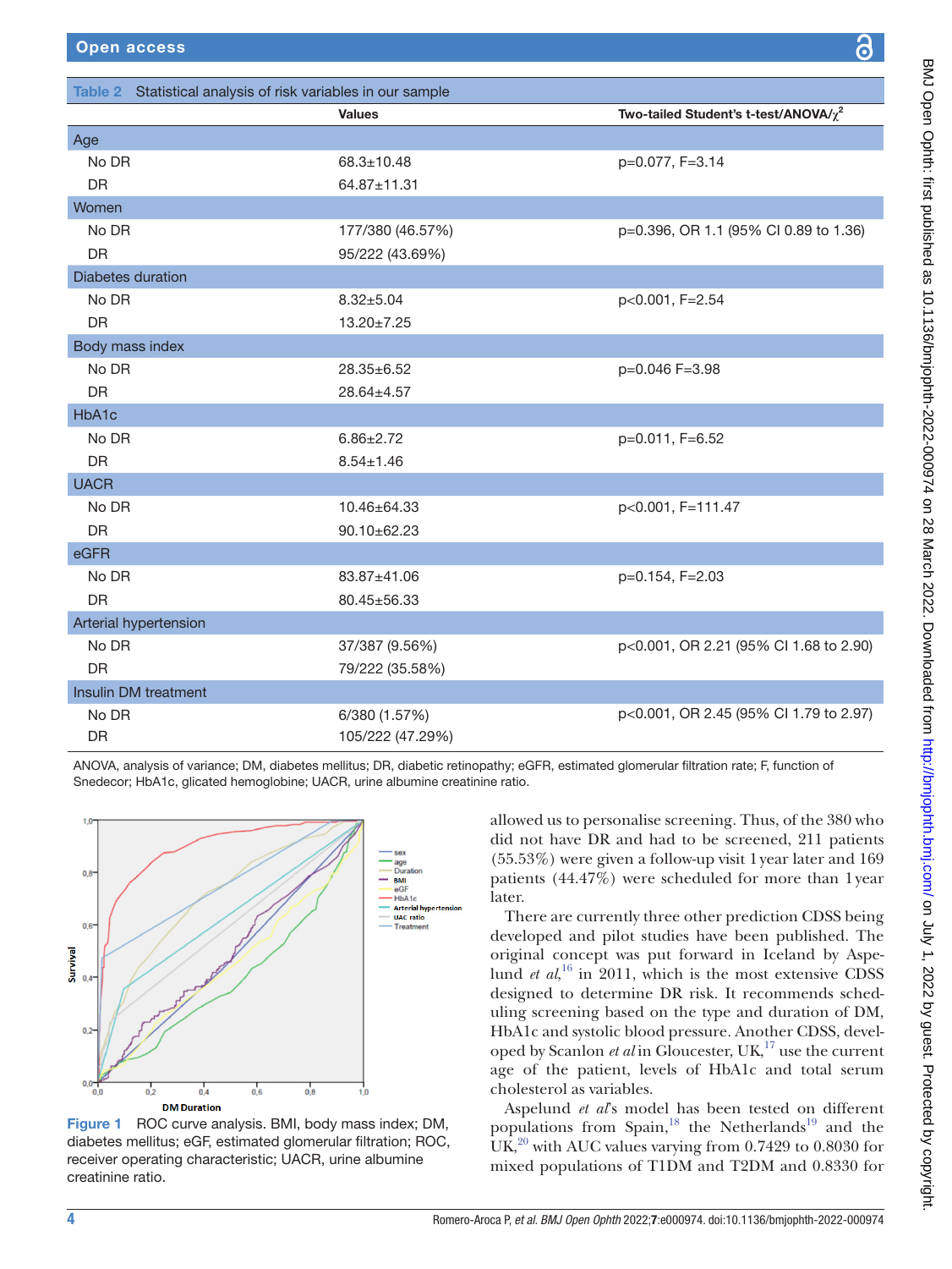**Table 2** Statistical analysis of risk variables in our sample

| | Values | Two-tailed Student's t-test/ANOVA/$\chi^2$ |
|---|---|---|
| **Age** | | |
| No DR | 68.3±10.48 | p=0.077, F=3.14 |
| DR | 64.87±11.31 | |
| **Women** | | |
| No DR | 177/380 (46.57%) | p=0.396, OR 1.1 (95% CI 0.89 to 1.36) |
| DR | 95/222 (43.69%) | |
| **Diabetes duration** | | |
| No DR | 8.32±5.04 | p<0.001, F=2.54 |
| DR | 13.20±7.25 | |
| **Body mass index** | | |
| No DR | 28.35±6.52 | p=0.046 F=3.98 |
| DR | 28.64±4.57 | |
| **HbA1c** | | |
| No DR | 6.86±2.72 | p=0.011, F=6.52 |
| DR | 8.54±1.46 | |
| **UACR** | | |
| No DR | 10.46±64.33 | p<0.001, F=111.47 |
| DR | 90.10±62.23 | |
| **eGFR** | | |
| No DR | 83.87±41.06 | p=0.154, F=2.03 |
| DR | 80.45±56.33 | |
| **Arterial hypertension** | | |
| No DR | 37/387 (9.56%) | p<0.001, OR 2.21 (95% CI 1.68 to 2.90) |
| DR | 79/222 (35.58%) | |
| **Insulin DM treatment** | | |
| No DR | 6/380 (1.57%) | p<0.001, OR 2.45 (95% CI 1.79 to 2.97) |
| DR | 105/222 (47.29%) | |

ANOVA, analysis of variance; DM, diabetes mellitus; DR, diabetic retinopathy; eGFR, estimated glomerular filtration rate; F, function of Snedecor; HbA1c, glicated hemoglobine; UACR, urine albumine creatinine ratio.

**Figure 1** ROC curve analysis. BMI, body mass index; DM, diabetes mellitus; eGF, estimated glomerular filtration; ROC, receiver operating characteristic; UACR, urine albumine creatinine ratio.

allowed us to personalise screening. Thus, of the 380 who did not have DR and had to be screened, 211 patients (55.53%) were given a follow-up visit 1 year later and 169 patients (44.47%) were scheduled for more than 1 year later.

There are currently three other prediction CDSS being developed and pilot studies have been published. The original concept was put forward in Iceland by Aspelund *et al*,[16] in 2011, which is the most extensive CDSS designed to determine DR risk. It recommends scheduling screening based on the type and duration of DM, HbA1c and systolic blood pressure. Another CDSS, developed by Scanlon *et al* in Gloucester, UK,[17] use the current age of the patient, levels of HbA1c and total serum cholesterol as variables.

Aspelund *et al*'s model has been tested on different populations from Spain,[18] the Netherlands[19] and the UK,[20] with AUC values varying from 0.7429 to 0.8030 for mixed populations of T1DM and T2DM and 0.8330 for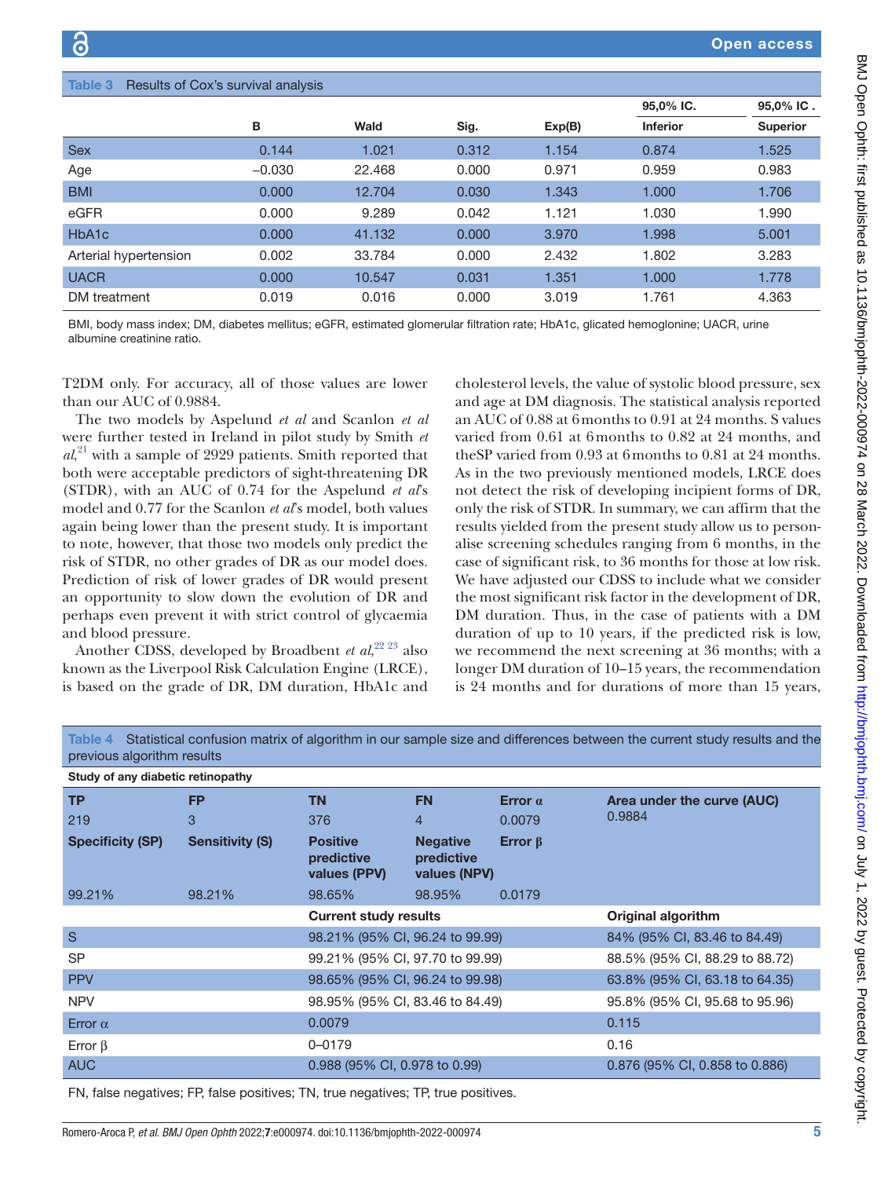**Table 3** Results of Cox's survival analysis

| | B | Wald | Sig. | Exp(B) | 95,0% IC. Inferior | 95,0% IC . Superior |
|---|---|---|---|---|---|---|
| Sex | 0.144 | 1.021 | 0.312 | 1.154 | 0.874 | 1.525 |
| Age | −0.030 | 22.468 | 0.000 | 0.971 | 0.959 | 0.983 |
| BMI | 0.000 | 12.704 | 0.030 | 1.343 | 1.000 | 1.706 |
| eGFR | 0.000 | 9.289 | 0.042 | 1.121 | 1.030 | 1.990 |
| HbA1c | 0.000 | 41.132 | 0.000 | 3.970 | 1.998 | 5.001 |
| Arterial hypertension | 0.002 | 33.784 | 0.000 | 2.432 | 1.802 | 3.283 |
| UACR | 0.000 | 10.547 | 0.031 | 1.351 | 1.000 | 1.778 |
| DM treatment | 0.019 | 0.016 | 0.000 | 3.019 | 1.761 | 4.363 |

BMI, body mass index; DM, diabetes mellitus; eGFR, estimated glomerular filtration rate; HbA1c, glicated hemoglonine; UACR, urine albumine creatinine ratio.

T2DM only. For accuracy, all of those values are lower than our AUC of 0.9884.

The two models by Aspelund *et al* and Scanlon *et al* were further tested in Ireland in pilot study by Smith *et al*,[21] with a sample of 2929 patients. Smith reported that both were acceptable predictors of sight-threatening DR (STDR), with an AUC of 0.74 for the Aspelund *et al*'s model and 0.77 for the Scanlon *et al*'s model, both values again being lower than the present study. It is important to note, however, that those two models only predict the risk of STDR, no other grades of DR as our model does. Prediction of risk of lower grades of DR would present an opportunity to slow down the evolution of DR and perhaps even prevent it with strict control of glycaemia and blood pressure.

Another CDSS, developed by Broadbent *et al*,[22 23] also known as the Liverpool Risk Calculation Engine (LRCE), is based on the grade of DR, DM duration, HbA1c and cholesterol levels, the value of systolic blood pressure, sex and age at DM diagnosis. The statistical analysis reported an AUC of 0.88 at 6 months to 0.91 at 24 months. S values varied from 0.61 at 6 months to 0.82 at 24 months, and theSP varied from 0.93 at 6 months to 0.81 at 24 months. As in the two previously mentioned models, LRCE does not detect the risk of developing incipient forms of DR, only the risk of STDR. In summary, we can affirm that the results yielded from the present study allow us to personalise screening schedules ranging from 6 months, in the case of significant risk, to 36 months for those at low risk. We have adjusted our CDSS to include what we consider the most significant risk factor in the development of DR, DM duration. Thus, in the case of patients with a DM duration of up to 10 years, if the predicted risk is low, we recommend the next screening at 36 months; with a longer DM duration of 10–15 years, the recommendation is 24 months and for durations of more than 15 years,

**Table 4** Statistical confusion matrix of algorithm in our sample size and differences between the current study results and the previous algorithm results

| Study of any diabetic retinopathy | | | | | |
|---|---|---|---|---|---|
| **TP** | **FP** | **TN** | **FN** | **Error α** | **Area under the curve (AUC)** |
| 219 | 3 | 376 | 4 | 0.0079 | 0.9884 |
| **Specificity (SP)** | **Sensitivity (S)** | **Positive predictive values (PPV)** | **Negative predictive values (NPV)** | **Error β** | |
| 99.21% | 98.21% | 98.65% | 98.95% | 0.0179 | |
| | | **Current study results** | | | **Original algorithm** |
| S | | 98.21% (95% CI, 96.24 to 99.99) | | | 84% (95% CI, 83.46 to 84.49) |
| SP | | 99.21% (95% CI, 97.70 to 99.99) | | | 88.5% (95% CI, 88.29 to 88.72) |
| PPV | | 98.65% (95% CI, 96.24 to 99.98) | | | 63.8% (95% CI, 63.18 to 64.35) |
| NPV | | 98.95% (95% CI, 83.46 to 84.49) | | | 95.8% (95% CI, 95.68 to 95.96) |
| Error α | | 0.0079 | | | 0.115 |
| Error β | | 0–0179 | | | 0.16 |
| AUC | | 0.988 (95% CI, 0.978 to 0.99) | | | 0.876 (95% CI, 0.858 to 0.886) |

FN, false negatives; FP, false positives; TN, true negatives; TP, true positives.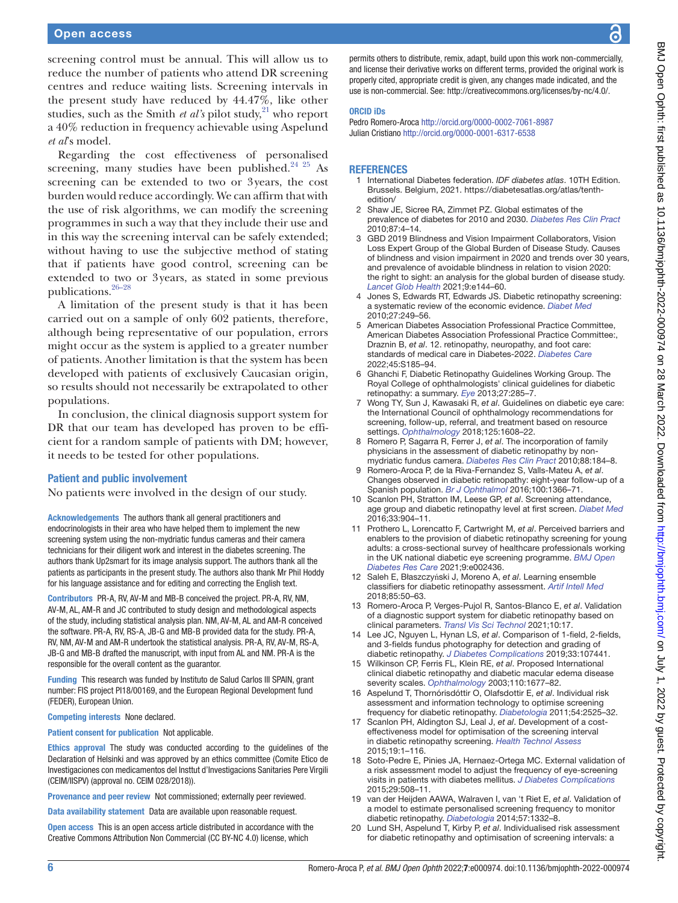screening control must be annual. This will allow us to reduce the number of patients who attend DR screening centres and reduce waiting lists. Screening intervals in the present study have reduced by 44.47%, like other studies, such as the Smith *et al's* pilot study,[21] who report a 40% reduction in frequency achievable using Aspelund *et al*'s model.

Regarding the cost effectiveness of personalised screening, many studies have been published.[24 25] As screening can be extended to two or 3 years, the cost burden would reduce accordingly. We can affirm that with the use of risk algorithms, we can modify the screening programmes in such a way that they include their use and in this way the screening interval can be safely extended; without having to use the subjective method of stating that if patients have good control, screening can be extended to two or 3 years, as stated in some previous publications.[26–28]

A limitation of the present study is that it has been carried out on a sample of only 602 patients, therefore, although being representative of our population, errors might occur as the system is applied to a greater number of patients. Another limitation is that the system has been developed with patients of exclusively Caucasian origin, so results should not necessarily be extrapolated to other populations.

In conclusion, the clinical diagnosis support system for DR that our team has developed has proven to be efficient for a random sample of patients with DM; however, it needs to be tested for other populations.

## Patient and public involvement

No patients were involved in the design of our study.

**Acknowledgements** The authors thank all general practitioners and endocrinologists in their area who have helped them to implement the new screening system using the non-mydriatic fundus cameras and their camera technicians for their diligent work and interest in the diabetes screening. The authors thank Up2smart for its image analysis support. The authors thank all the patients as participants in the present study. The authors also thank Mr Phil Hoddy for his language assistance and for editing and correcting the English text.

**Contributors** PR-A, RV, AV-M and MB-B conceived the project. PR-A, RV, NM, AV-M, AL, AM-R and JC contributed to study design and methodological aspects of the study, including statistical analysis plan. NM, AV-M, AL and AM-R conceived the software. PR-A, RV, RS-A, JB-G and MB-B provided data for the study. PR-A, RV, NM, AV-M and AM-R undertook the statistical analysis. PR-A, RV, AV-M, RS-A, JB-G and MB-B drafted the manuscript, with input from AL and NM. PR-A is the responsible for the overall content as the guarantor.

**Funding** This research was funded by Instituto de Salud Carlos III SPAIN, grant number: FIS project PI18/00169, and the European Regional Development fund (FEDER), European Union.

**Competing interests** None declared.

**Patient consent for publication** Not applicable.

**Ethics approval** The study was conducted according to the guidelines of the Declaration of Helsinki and was approved by an ethics committee (Comite Etico de Investigaciones con medicamentos del Institut d'Investigacions Sanitaries Pere Virgili (CEIM/IISPV) (approval no. CEIM 028/2018)).

**Provenance and peer review** Not commissioned; externally peer reviewed.

**Data availability statement** Data are available upon reasonable request.

**Open access** This is an open access article distributed in accordance with the Creative Commons Attribution Non Commercial (CC BY-NC 4.0) license, which permits others to distribute, remix, adapt, build upon this work non-commercially, and license their derivative works on different terms, provided the original work is properly cited, appropriate credit is given, any changes made indicated, and the use is non-commercial. See: http://creativecommons.org/licenses/by-nc/4.0/.

**ORCID iDs**

Pedro Romero-Aroca http://orcid.org/0000-0002-7061-8987
Julian Cristiano http://orcid.org/0000-0001-6317-6538

## REFERENCES

1. International Diabetes federation. *IDF diabetes atlas*. 10TH Edition. Brussels. Belgium, 2021. https://diabetesatlas.org/atlas/tenth-edition/
2. Shaw JE, Sicree RA, Zimmet PZ. Global estimates of the prevalence of diabetes for 2010 and 2030. *Diabetes Res Clin Pract* 2010;87:4–14.
3. GBD 2019 Blindness and Vision Impairment Collaborators, Vision Loss Expert Group of the Global Burden of Disease Study. Causes of blindness and vision impairment in 2020 and trends over 30 years, and prevalence of avoidable blindness in relation to vision 2020: the right to sight: an analysis for the global burden of disease study. *Lancet Glob Health* 2021;9:e144–60.
4. Jones S, Edwards RT, Edwards JS. Diabetic retinopathy screening: a systematic review of the economic evidence. *Diabet Med* 2010;27:249–56.
5. American Diabetes Association Professional Practice Committee, American Diabetes Association Professional Practice Committee:, Draznin B, *et al*. 12. retinopathy, neuropathy, and foot care: standards of medical care in Diabetes-2022. *Diabetes Care* 2022;45:S185–94.
6. Ghanchi F, Diabetic Retinopathy Guidelines Working Group. The Royal College of ophthalmologists' clinical guidelines for diabetic retinopathy: a summary. *Eye* 2013;27:285–7.
7. Wong TY, Sun J, Kawasaki R, *et al*. Guidelines on diabetic eye care: the International Council of ophthalmology recommendations for screening, follow-up, referral, and treatment based on resource settings. *Ophthalmology* 2018;125:1608–22.
8. Romero P, Sagarra R, Ferrer J, *et al*. The incorporation of family physicians in the assessment of diabetic retinopathy by non-mydriatic fundus camera. *Diabetes Res Clin Pract* 2010;88:184–8.
9. Romero-Aroca P, de la Riva-Fernandez S, Valls-Mateu A, *et al*. Changes observed in diabetic retinopathy: eight-year follow-up of a Spanish population. *Br J Ophthalmol* 2016;100:1366–71.
10. Scanlon PH, Stratton IM, Leese GP, *et al*. Screening attendance, age group and diabetic retinopathy level at first screen. *Diabet Med* 2016;33:904–11.
11. Prothero L, Lorencatto F, Cartwright M, *et al*. Perceived barriers and enablers to the provision of diabetic retinopathy screening for young adults: a cross-sectional survey of healthcare professionals working in the UK national diabetic eye screening programme. *BMJ Open Diabetes Res Care* 2021;9:e002436.
12. Saleh E, Błaszczyński J, Moreno A, *et al*. Learning ensemble classifiers for diabetic retinopathy assessment. *Artif Intell Med* 2018;85:50–63.
13. Romero-Aroca P, Verges-Pujol R, Santos-Blanco E, *et al*. Validation of a diagnostic support system for diabetic retinopathy based on clinical parameters. *Transl Vis Sci Technol* 2021;10:17.
14. Lee JC, Nguyen L, Hynan LS, *et al*. Comparison of 1-field, 2-fields, and 3-fields fundus photography for detection and grading of diabetic retinopathy. *J Diabetes Complications* 2019;33:107441.
15. Wilkinson CP, Ferris FL, Klein RE, *et al*. Proposed International clinical diabetic retinopathy and diabetic macular edema disease severity scales. *Ophthalmology* 2003;110:1677–82.
16. Aspelund T, Thornórisdóttir O, Olafsdottir E, *et al*. Individual risk assessment and information technology to optimise screening frequency for diabetic retinopathy. *Diabetologia* 2011;54:2525–32.
17. Scanlon PH, Aldington SJ, Leal J, *et al*. Development of a cost-effectiveness model for optimisation of the screening interval in diabetic retinopathy screening. *Health Technol Assess* 2015;19:1–116.
18. Soto-Pedre E, Pinies JA, Hernaez-Ortega MC. External validation of a risk assessment model to adjust the frequency of eye-screening visits in patients with diabetes mellitus. *J Diabetes Complications* 2015;29:508–11.
19. van der Heijden AAWA, Walraven I, van 't Riet E, *et al*. Validation of a model to estimate personalised screening frequency to monitor diabetic retinopathy. *Diabetologia* 2014;57:1332–8.
20. Lund SH, Aspelund T, Kirby P, *et al*. Individualised risk assessment for diabetic retinopathy and optimisation of screening intervals: a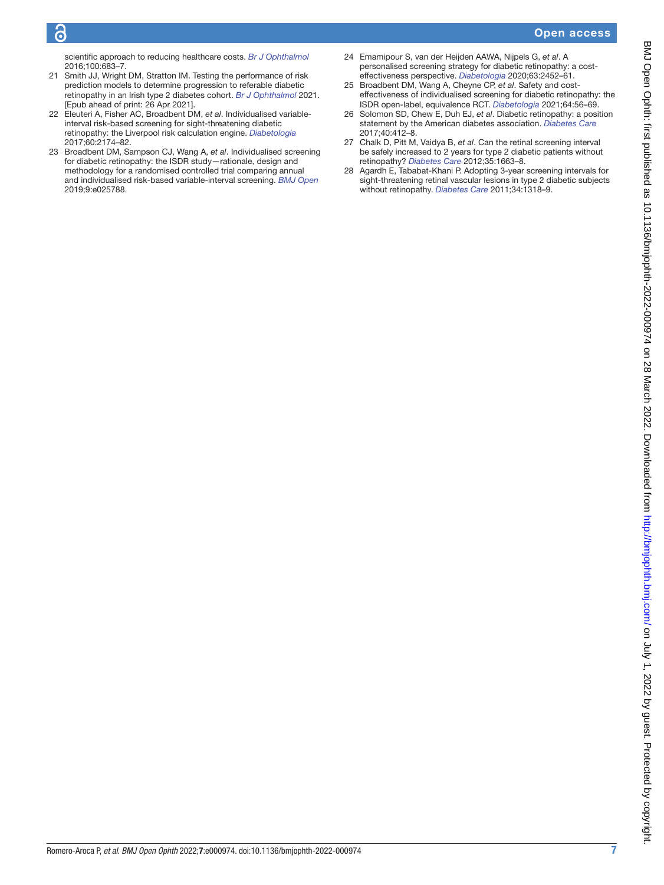scientific approach to reducing healthcare costs. *Br J Ophthalmol* 2016;100:683–7.

21 Smith JJ, Wright DM, Stratton IM. Testing the performance of risk prediction models to determine progression to referable diabetic retinopathy in an Irish type 2 diabetes cohort. *Br J Ophthalmol* 2021. [Epub ahead of print: 26 Apr 2021].

22 Eleuteri A, Fisher AC, Broadbent DM, *et al*. Individualised variable-interval risk-based screening for sight-threatening diabetic retinopathy: the Liverpool risk calculation engine. *Diabetologia* 2017;60:2174–82.

23 Broadbent DM, Sampson CJ, Wang A, *et al*. Individualised screening for diabetic retinopathy: the ISDR study—rationale, design and methodology for a randomised controlled trial comparing annual and individualised risk-based variable-interval screening. *BMJ Open* 2019;9:e025788.

24 Emamipour S, van der Heijden AAWA, Nijpels G, *et al*. A personalised screening strategy for diabetic retinopathy: a cost-effectiveness perspective. *Diabetologia* 2020;63:2452–61.

25 Broadbent DM, Wang A, Cheyne CP, *et al*. Safety and cost-effectiveness of individualised screening for diabetic retinopathy: the ISDR open-label, equivalence RCT. *Diabetologia* 2021;64:56–69.

26 Solomon SD, Chew E, Duh EJ, *et al*. Diabetic retinopathy: a position statement by the American diabetes association. *Diabetes Care* 2017;40:412–8.

27 Chalk D, Pitt M, Vaidya B, *et al*. Can the retinal screening interval be safely increased to 2 years for type 2 diabetic patients without retinopathy? *Diabetes Care* 2012;35:1663–8.

28 Agardh E, Tababat-Khani P. Adopting 3-year screening intervals for sight-threatening retinal vascular lesions in type 2 diabetic subjects without retinopathy. *Diabetes Care* 2011;34:1318–9.